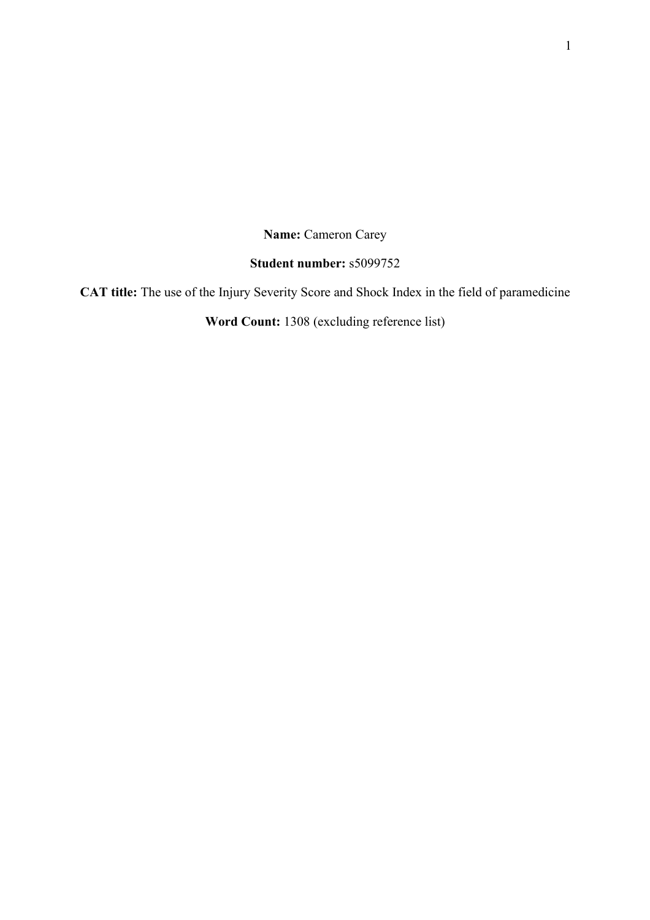**Name:** Cameron Carey

**Student number:** s5099752

**CAT title:** The use of the Injury Severity Score and Shock Index in the field of paramedicine

**Word Count:** 1308 (excluding reference list)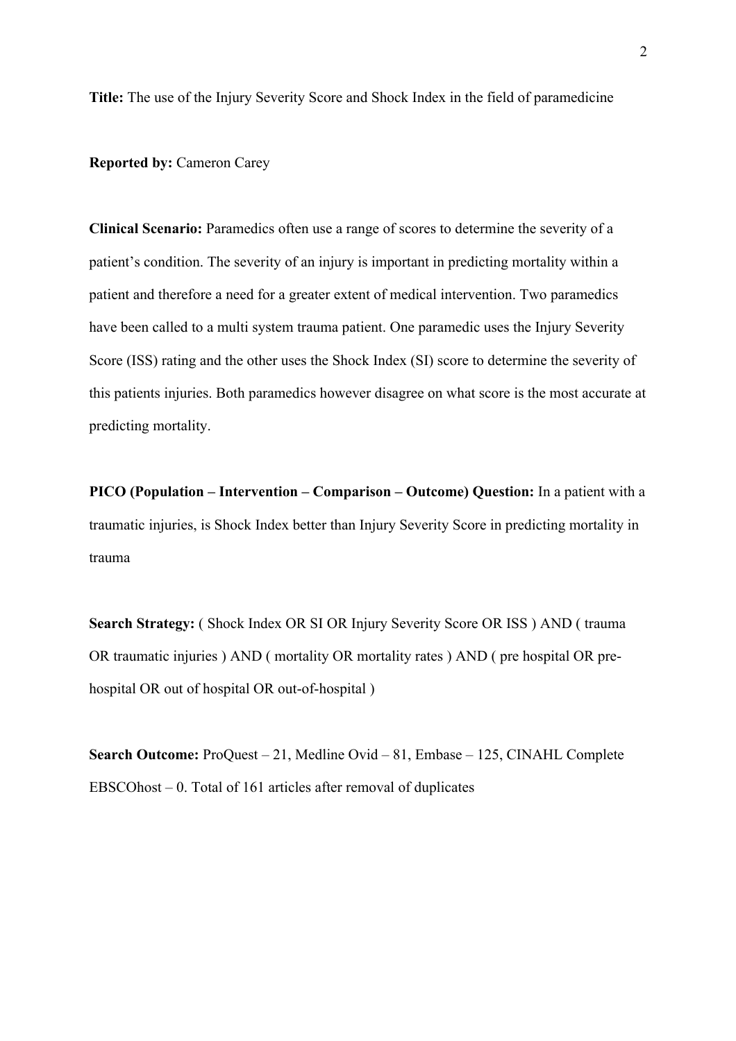**Title:** The use of the Injury Severity Score and Shock Index in the field of paramedicine

**Reported by:** Cameron Carey

**Clinical Scenario:** Paramedics often use a range of scores to determine the severity of a patient's condition. The severity of an injury is important in predicting mortality within a patient and therefore a need for a greater extent of medical intervention. Two paramedics have been called to a multi system trauma patient. One paramedic uses the Injury Severity Score (ISS) rating and the other uses the Shock Index (SI) score to determine the severity of this patients injuries. Both paramedics however disagree on what score is the most accurate at predicting mortality.

**PICO (Population – Intervention – Comparison – Outcome) Question:** In a patient with a traumatic injuries, is Shock Index better than Injury Severity Score in predicting mortality in trauma

**Search Strategy:** ( Shock Index OR SI OR Injury Severity Score OR ISS ) AND ( trauma OR traumatic injuries ) AND ( mortality OR mortality rates ) AND ( pre hospital OR pre-hospital OR out of hospital OR out-of-hospital )

**Search Outcome:** ProQuest – 21, Medline Ovid – 81, Embase – 125, CINAHL Complete EBSCOhost – 0. Total of 161 articles after removal of duplicates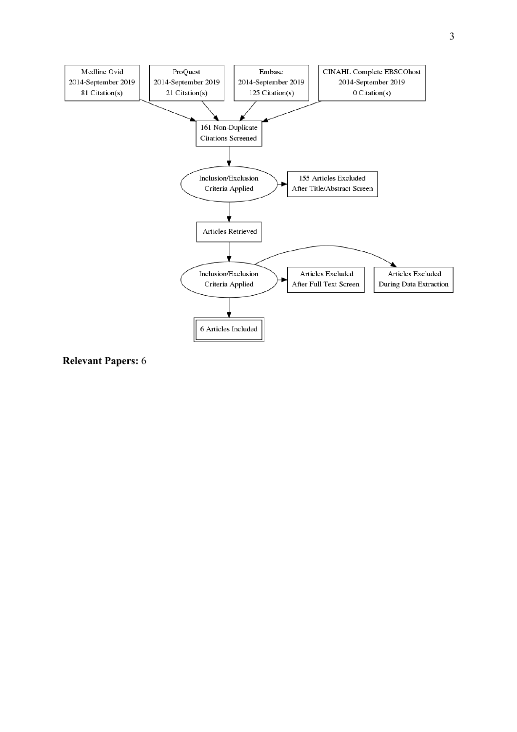Medline Ovid
2014-September 2019
81 Citation(s)

ProQuest
2014-September 2019
21 Citation(s)

Embase
2014-September 2019
125 Citation(s)

CINAHL Complete EBSCOhost
2014-September 2019
0 Citation(s)

161 Non-Duplicate Citations Screened

Inclusion/Exclusion Criteria Applied

155 Articles Excluded After Title/Abstract Screen

Articles Retrieved

Inclusion/Exclusion Criteria Applied

Articles Excluded After Full Text Screen

Articles Excluded During Data Extraction

6 Articles Included

**Relevant Papers:** 6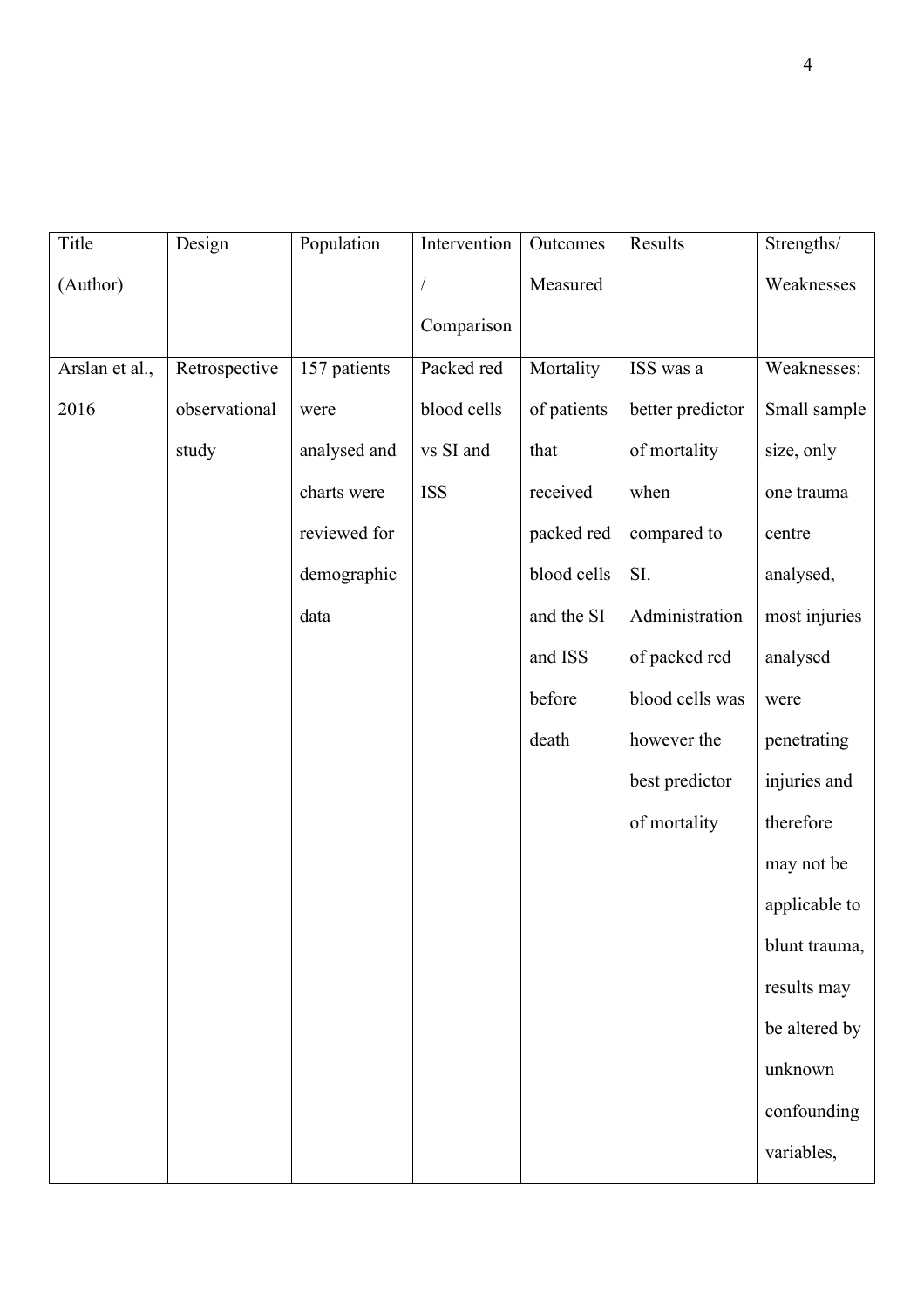| Title (Author) | Design | Population | Intervention / Comparison | Outcomes Measured | Results | Strengths/ Weaknesses |
| --- | --- | --- | --- | --- | --- | --- |
| Arslan et al., 2016 | Retrospective observational study | 157 patients were analysed and charts were reviewed for demographic data | Packed red blood cells vs SI and ISS | Mortality of patients that received packed red blood cells and the SI and ISS before death | ISS was a better predictor of mortality when compared to SI. Administration of packed red blood cells was however the best predictor of mortality | Weaknesses: Small sample size, only one trauma centre analysed, most injuries analysed were penetrating injuries and therefore may not be applicable to blunt trauma, results may be altered by unknown confounding variables, |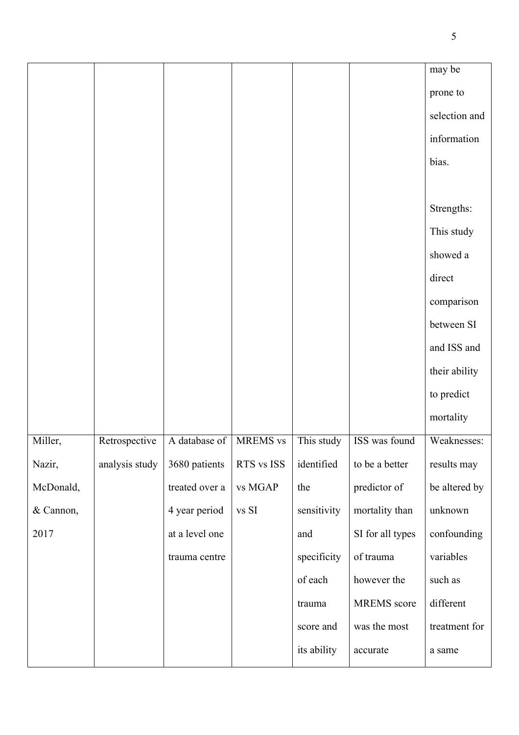| | | | | | | |
|---|---|---|---|---|---|---|
| | | | | | | may be prone to selection and information bias.<br><br>Strengths: This study showed a direct comparison between SI and ISS and their ability to predict mortality |
| Miller, Nazir, McDonald, & Cannon, 2017 | Retrospective analysis study | A database of 3680 patients treated over a 4 year period at a level one trauma centre | MREMS vs RTS vs ISS vs MGAP vs SI | This study identified the sensitivity and specificity of each trauma score and its ability | ISS was found to be a better predictor of mortality than SI for all types of trauma however the MREMS score was the most accurate | Weaknesses: results may be altered by unknown confounding variables such as different treatment for a same |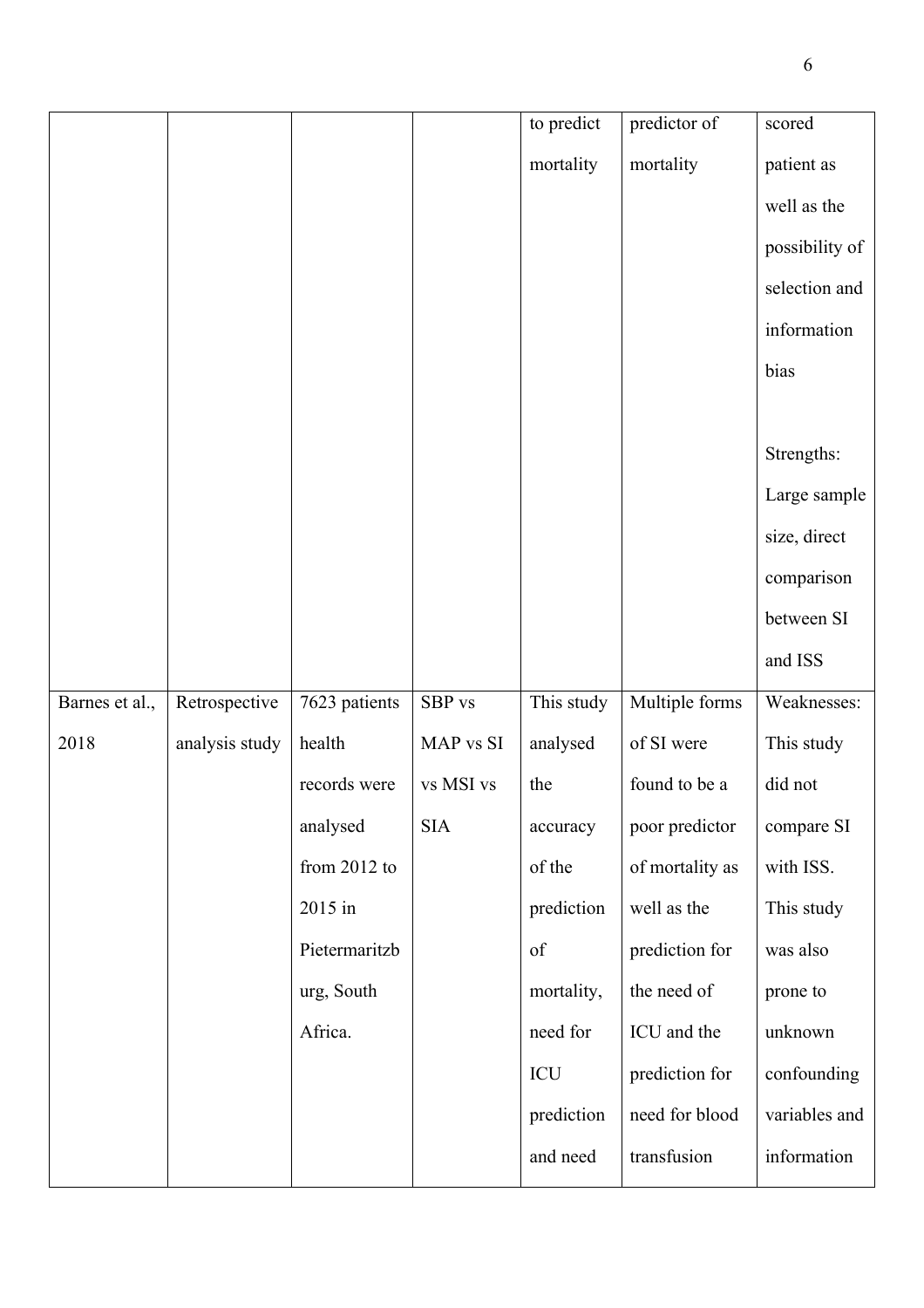| | | | | to predict mortality | predictor of mortality | scored patient as well as the possibility of selection and information bias<br><br>Strengths: Large sample size, direct comparison between SI and ISS |
|---|---|---|---|---|---|---|
| Barnes et al., 2018 | Retrospective analysis study | 7623 patients health records were analysed from 2012 to 2015 in Pietermaritzburg, South Africa. | SBP vs MAP vs SI vs MSI vs SIA | This study analysed the accuracy of the prediction of mortality, need for ICU prediction and need | Multiple forms of SI were found to be a poor predictor of mortality as well as the prediction for the need of ICU and the prediction for need for blood transfusion | Weaknesses: This study did not compare SI with ISS. This study was also prone to unknown confounding variables and information |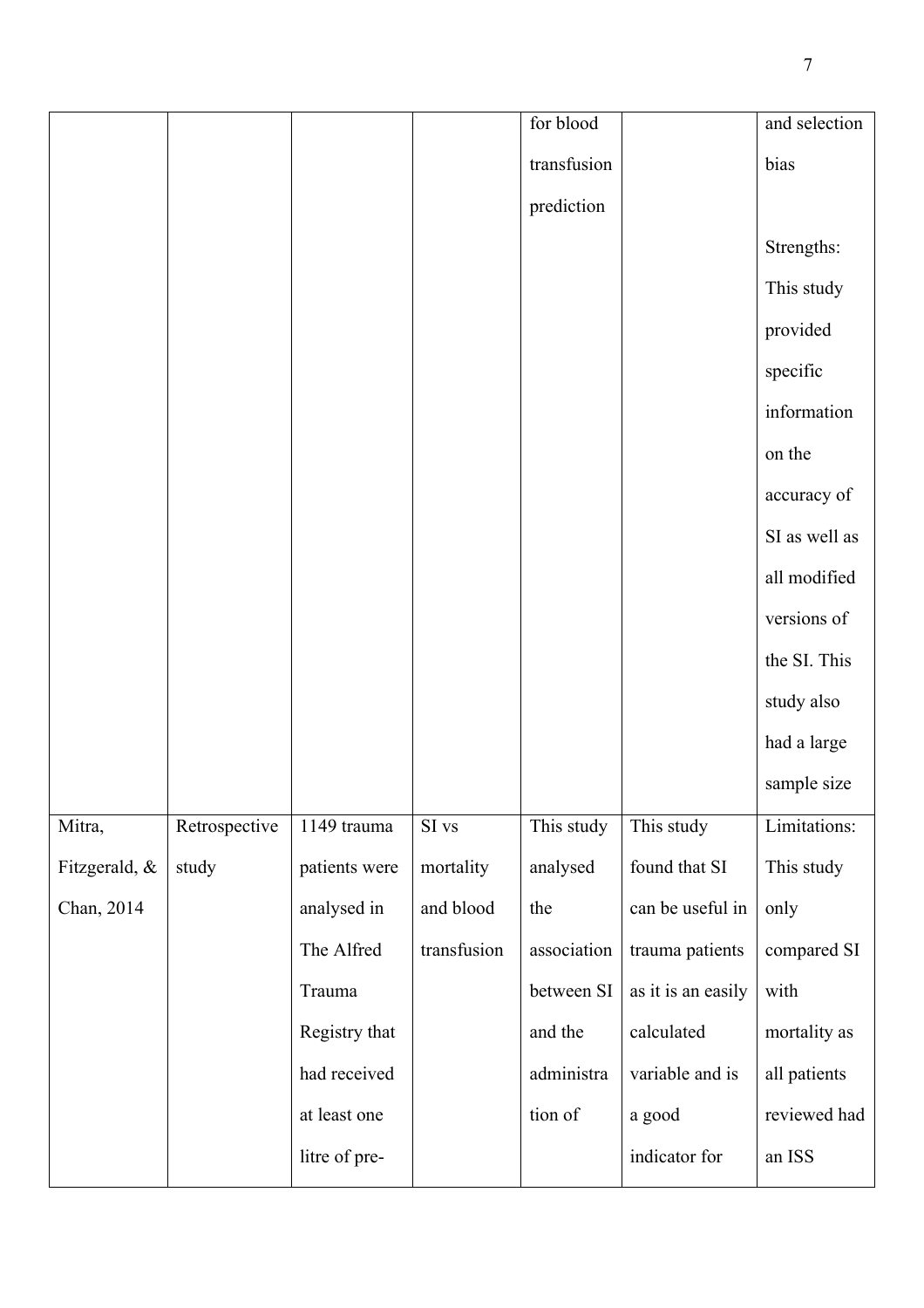|  |  |  |  | for blood transfusion prediction |  | and selection bias<br><br>Strengths: This study provided specific information on the accuracy of SI as well as all modified versions of the SI. This study also had a large sample size |
|---|---|---|---|---|---|---|
| Mitra, Fitzgerald, & Chan, 2014 | Retrospective study | 1149 trauma patients were analysed in The Alfred Trauma Registry that had received at least one litre of pre- | SI vs mortality and blood transfusion | This study analysed the association between SI and the administration of | This study found that SI can be useful in trauma patients as it is an easily calculated variable and is a good indicator for | Limitations: This study only compared SI with mortality as all patients reviewed had an ISS |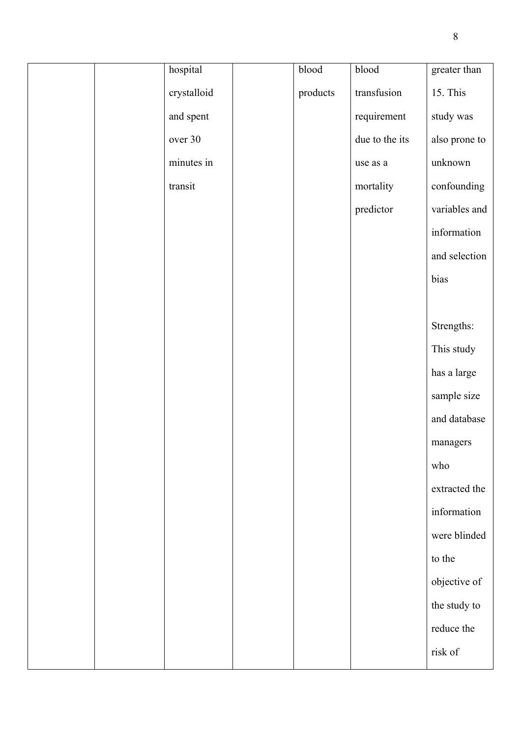|  |  | hospital crystalloid and spent over 30 minutes in transit |  | blood products | blood transfusion requirement due to the its use as a mortality predictor | greater than 15. This study was also prone to unknown confounding variables and information and selection bias<br><br>Strengths: This study has a large sample size and database managers who extracted the information were blinded to the objective of the study to reduce the risk of |
|---|---|---|---|---|---|---|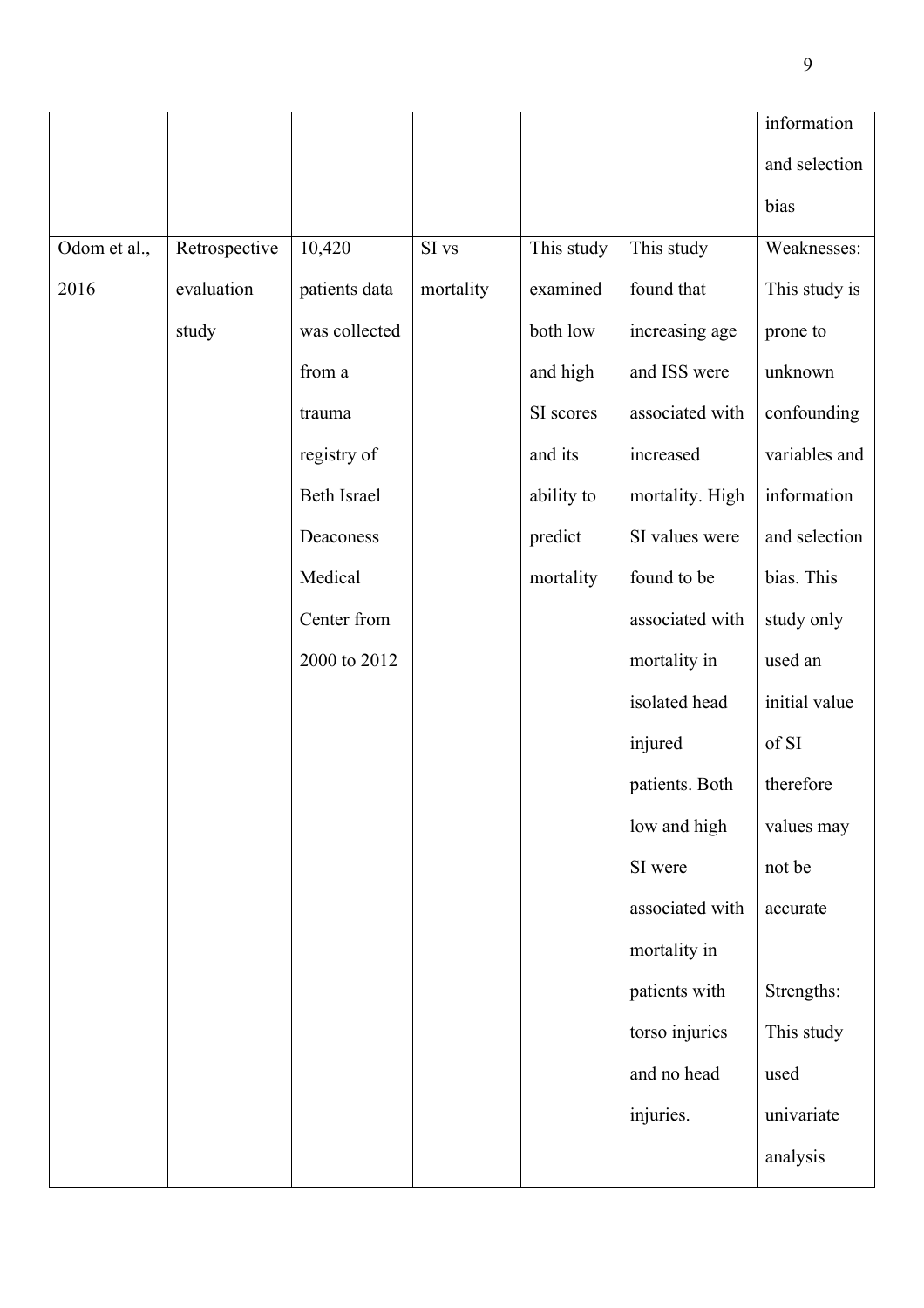|  |  |  |  |  |  | information and selection bias |
| --- | --- | --- | --- | --- | --- | --- |
| Odom et al., 2016 | Retrospective evaluation study | 10,420 patients data was collected from a trauma registry of Beth Israel Deaconess Medical Center from 2000 to 2012 | SI vs mortality | This study examined both low and high SI scores and its ability to predict mortality | This study found that increasing age and ISS were associated with increased mortality. High SI values were found to be associated with mortality in isolated head injured patients. Both low and high SI were associated with mortality in patients with torso injuries and no head injuries. | Weaknesses: This study is prone to unknown confounding variables and information and selection bias. This study only used an initial value of SI therefore values may not be accurate<br><br>Strengths: This study used univariate analysis |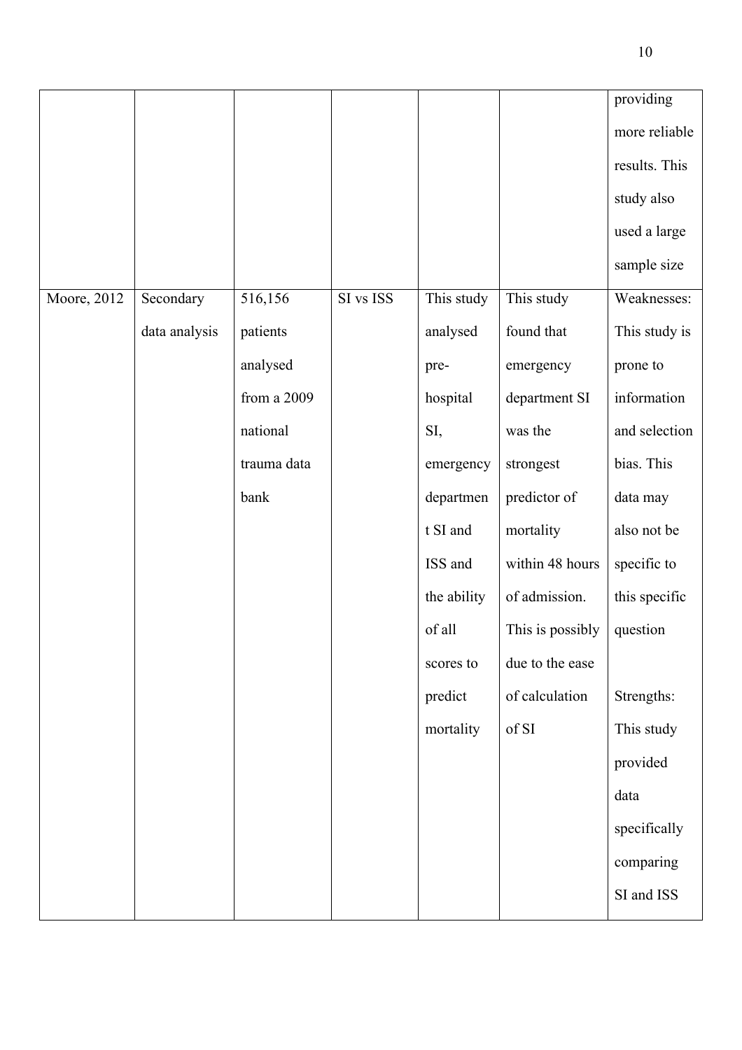| | | | | | | |
|---|---|---|---|---|---|---|
| | | | | | | providing more reliable results. This study also used a large sample size |
| Moore, 2012 | Secondary data analysis | 516,156 patients analysed from a 2009 national trauma data bank | SI vs ISS | This study analysed pre-hospital SI, emergency department SI and ISS and the ability of all scores to predict mortality | This study found that emergency department SI was the strongest predictor of mortality within 48 hours of admission. This is possibly due to the ease of calculation of SI | Weaknesses: This study is prone to information and selection bias. This data may also not be specific to this specific question<br><br>Strengths: This study provided data specifically comparing SI and ISS |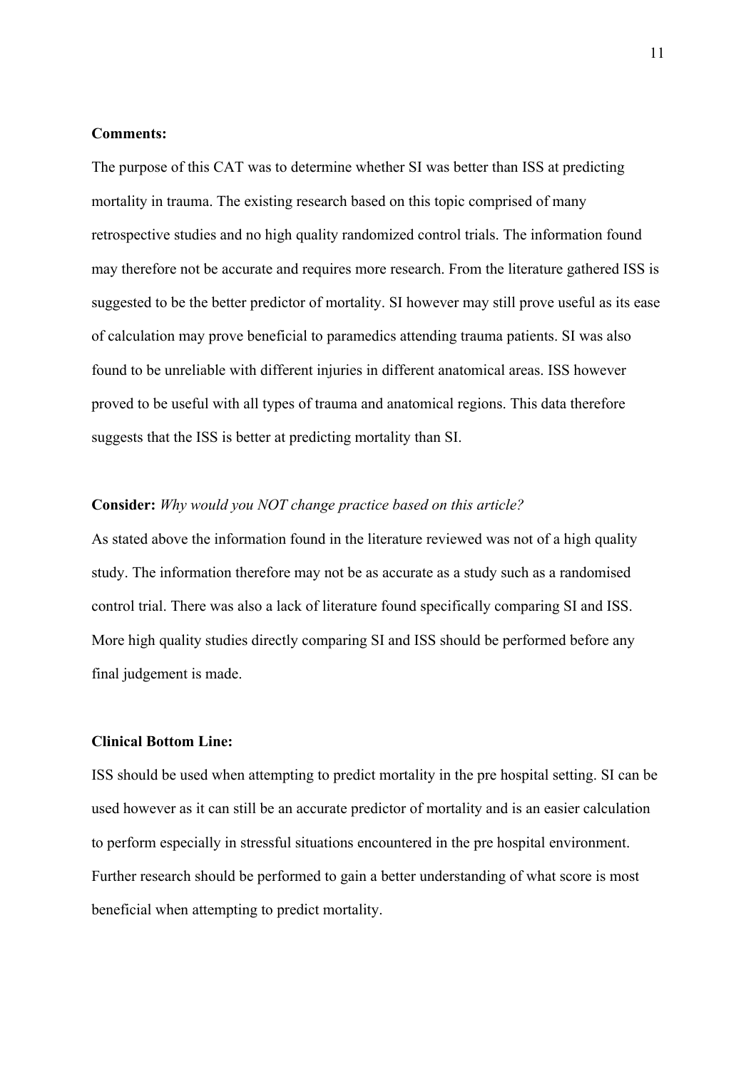**Comments:**

The purpose of this CAT was to determine whether SI was better than ISS at predicting mortality in trauma. The existing research based on this topic comprised of many retrospective studies and no high quality randomized control trials. The information found may therefore not be accurate and requires more research. From the literature gathered ISS is suggested to be the better predictor of mortality. SI however may still prove useful as its ease of calculation may prove beneficial to paramedics attending trauma patients. SI was also found to be unreliable with different injuries in different anatomical areas. ISS however proved to be useful with all types of trauma and anatomical regions. This data therefore suggests that the ISS is better at predicting mortality than SI.

**Consider:** *Why would you NOT change practice based on this article?*

As stated above the information found in the literature reviewed was not of a high quality study. The information therefore may not be as accurate as a study such as a randomised control trial. There was also a lack of literature found specifically comparing SI and ISS. More high quality studies directly comparing SI and ISS should be performed before any final judgement is made.

**Clinical Bottom Line:**

ISS should be used when attempting to predict mortality in the pre hospital setting. SI can be used however as it can still be an accurate predictor of mortality and is an easier calculation to perform especially in stressful situations encountered in the pre hospital environment. Further research should be performed to gain a better understanding of what score is most beneficial when attempting to predict mortality.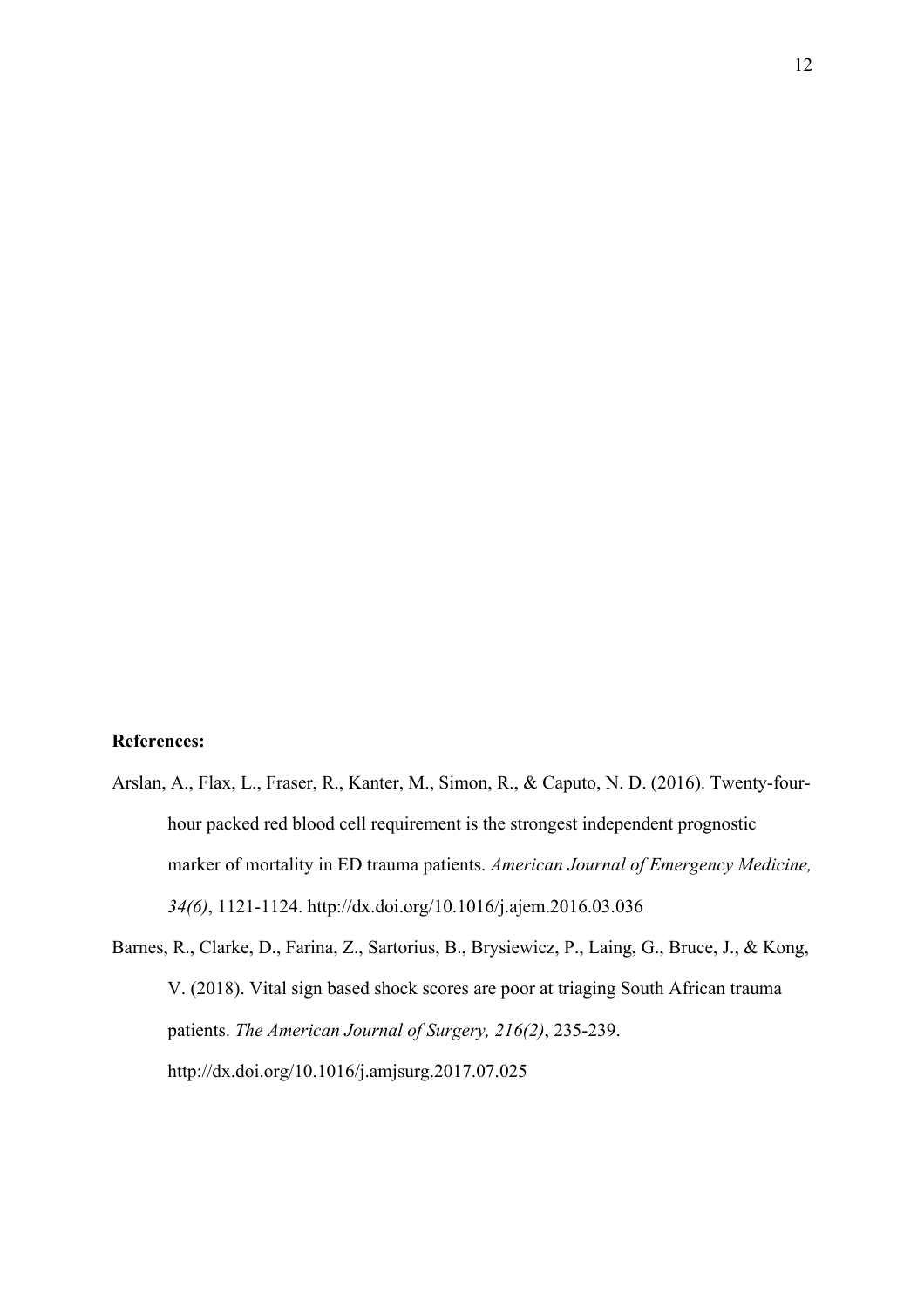**References:**

Arslan, A., Flax, L., Fraser, R., Kanter, M., Simon, R., & Caputo, N. D. (2016). Twenty-four-hour packed red blood cell requirement is the strongest independent prognostic marker of mortality in ED trauma patients. *American Journal of Emergency Medicine, 34(6)*, 1121-1124. http://dx.doi.org/10.1016/j.ajem.2016.03.036

Barnes, R., Clarke, D., Farina, Z., Sartorius, B., Brysiewicz, P., Laing, G., Bruce, J., & Kong, V. (2018). Vital sign based shock scores are poor at triaging South African trauma patients. *The American Journal of Surgery, 216(2)*, 235-239. http://dx.doi.org/10.1016/j.amjsurg.2017.07.025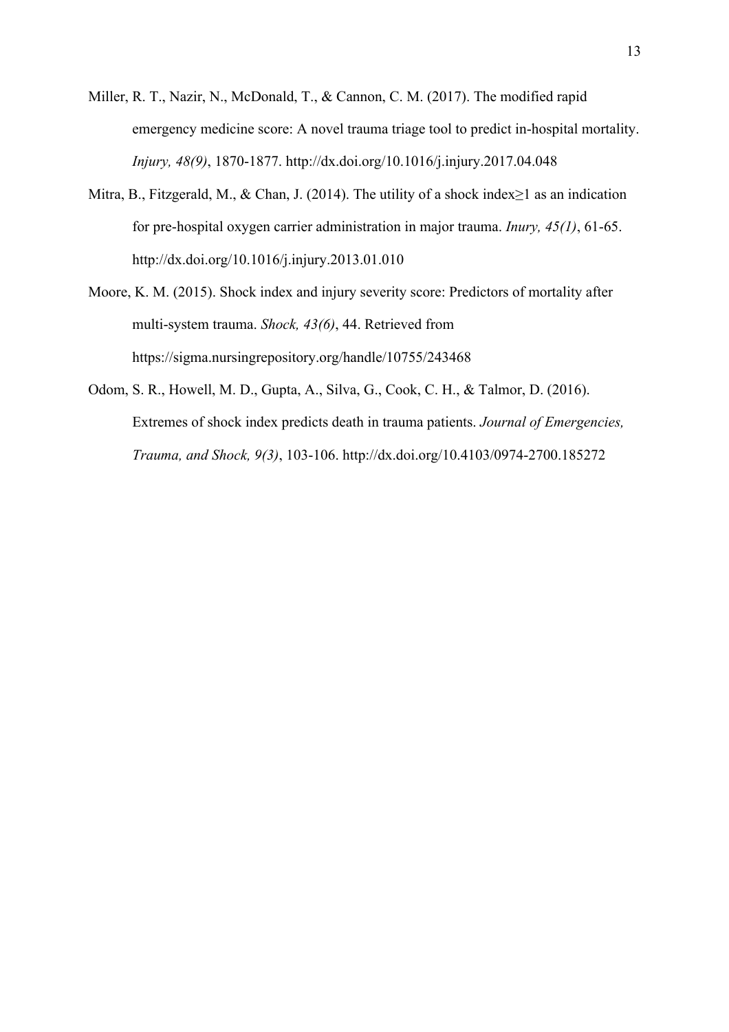Miller, R. T., Nazir, N., McDonald, T., & Cannon, C. M. (2017). The modified rapid emergency medicine score: A novel trauma triage tool to predict in-hospital mortality. *Injury, 48(9)*, 1870-1877. http://dx.doi.org/10.1016/j.injury.2017.04.048

Mitra, B., Fitzgerald, M., & Chan, J. (2014). The utility of a shock index≥1 as an indication for pre-hospital oxygen carrier administration in major trauma. *Inury, 45(1)*, 61-65. http://dx.doi.org/10.1016/j.injury.2013.01.010

Moore, K. M. (2015). Shock index and injury severity score: Predictors of mortality after multi-system trauma. *Shock, 43(6)*, 44. Retrieved from https://sigma.nursingrepository.org/handle/10755/243468

Odom, S. R., Howell, M. D., Gupta, A., Silva, G., Cook, C. H., & Talmor, D. (2016). Extremes of shock index predicts death in trauma patients. *Journal of Emergencies, Trauma, and Shock, 9(3)*, 103-106. http://dx.doi.org/10.4103/0974-2700.185272